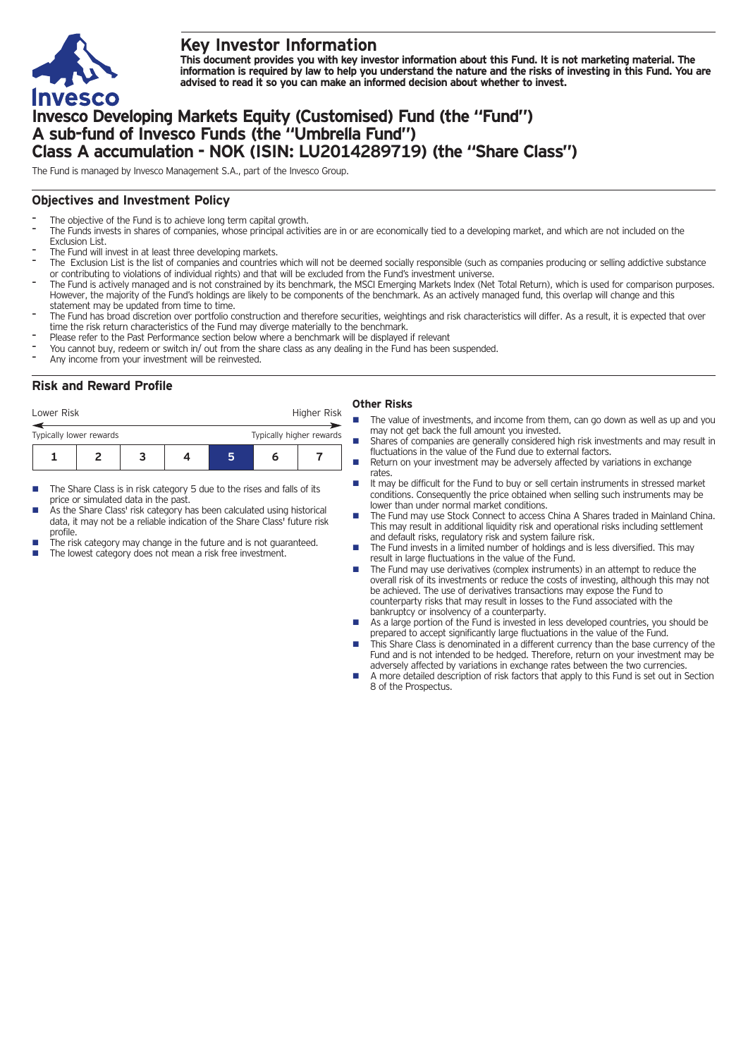# Key Investor Information

**This document provides you with key investor information about this Fund. It is not marketing material. The information is required by law to help you understand the nature and the risks of investing in this Fund. You are advised to read it so you can make an informed decision about whether to invest.**

# Invesco Developing Markets Equity (Customised) Fund (the "Fund") A sub-fund of Invesco Funds (the "Umbrella Fund") Class A accumulation - NOK (ISIN: LU2014289719) (the "Share Class")

The Fund is managed by Invesco Management S.A., part of the Invesco Group.

## Objectives and Investment Policy

- The objective of the Fund is to achieve long term capital growth.
- The Funds invests in shares of companies, whose principal activities are in or are economically tied to a developing market, and which are not included on the Exclusion List.
- The Fund will invest in at least three developing markets.
- The Exclusion List is the list of companies and countries which will not be deemed socially responsible (such as companies producing or selling addictive substance or contributing to violations of individual rights) and that will be excluded from the Fund's investment universe.
- The Fund is actively managed and is not constrained by its benchmark, the MSCI Emerging Markets Index (Net Total Return), which is used for comparison purposes. However, the majority of the Fund's holdings are likely to be components of the benchmark. As an actively managed fund, this overlap will change and this statement may be updated from time to time.
- The Fund has broad discretion over portfolio construction and therefore securities, weightings and risk characteristics will differ. As a result, it is expected that over time the risk return characteristics of the Fund may diverge materially to the benchmark.
- Please refer to the Past Performance section below where a benchmark will be displayed if relevant
- You cannot buy, redeem or switch in/ out from the share class as any dealing in the Fund has been suspended.
- Any income from your investment will be reinvested.

## Risk and Reward Profile

| Lower Risk | | | | | | Higher Risk |
|---|---|---|---|---|---|---|
| Typically lower rewards | | | | | | Typically higher rewards |
| 1 | 2 | 3 | 4 | **5** | 6 | 7 |

- The Share Class is in risk category 5 due to the rises and falls of its price or simulated data in the past.
- As the Share Class' risk category has been calculated using historical data, it may not be a reliable indication of the Share Class' future risk profile.
- The risk category may change in the future and is not guaranteed.
- The lowest category does not mean a risk free investment.

### Other Risks

- The value of investments, and income from them, can go down as well as up and you may not get back the full amount you invested.
- Shares of companies are generally considered high risk investments and may result in fluctuations in the value of the Fund due to external factors.
- Return on your investment may be adversely affected by variations in exchange rates.
- It may be difficult for the Fund to buy or sell certain instruments in stressed market conditions. Consequently the price obtained when selling such instruments may be lower than under normal market conditions.
- The Fund may use Stock Connect to access China A Shares traded in Mainland China. This may result in additional liquidity risk and operational risks including settlement and default risks, regulatory risk and system failure risk.
- The Fund invests in a limited number of holdings and is less diversified. This may result in large fluctuations in the value of the Fund.
- The Fund may use derivatives (complex instruments) in an attempt to reduce the overall risk of its investments or reduce the costs of investing, although this may not be achieved. The use of derivatives transactions may expose the Fund to counterparty risks that may result in losses to the Fund associated with the bankruptcy or insolvency of a counterparty.
- As a large portion of the Fund is invested in less developed countries, you should be prepared to accept significantly large fluctuations in the value of the Fund.
- This Share Class is denominated in a different currency than the base currency of the Fund and is not intended to be hedged. Therefore, return on your investment may be adversely affected by variations in exchange rates between the two currencies.
- A more detailed description of risk factors that apply to this Fund is set out in Section 8 of the Prospectus.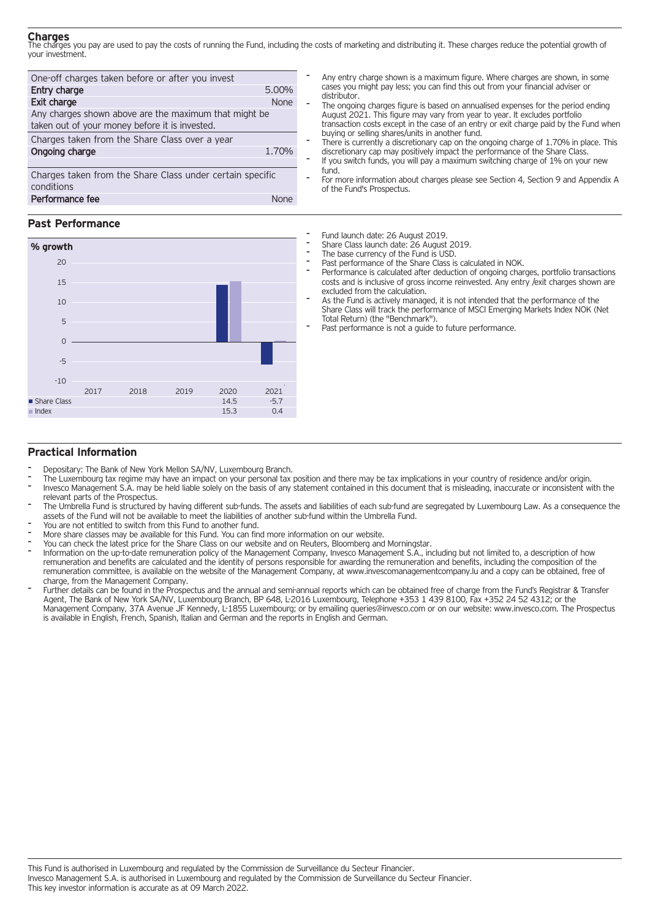## Charges

The charges you pay are used to pay the costs of running the Fund, including the costs of marketing and distributing it. These charges reduce the potential growth of your investment.

| | |
|---|---|
| One-off charges taken before or after you invest | |
| **Entry charge** | 5.00% |
| **Exit charge** | None |
| Any charges shown above are the maximum that might be taken out of your money before it is invested. | |
| Charges taken from the Share Class over a year | |
| **Ongoing charge** | 1.70% |
| Charges taken from the Share Class under certain specific conditions | |
| **Performance fee** | None |

- Any entry charge shown is a maximum figure. Where charges are shown, in some cases you might pay less; you can find this out from your financial adviser or distributor.
- The ongoing charges figure is based on annualised expenses for the period ending August 2021. This figure may vary from year to year. It excludes portfolio transaction costs except in the case of an entry or exit charge paid by the Fund when buying or selling shares/units in another fund.
- There is currently a discretionary cap on the ongoing charge of 1.70% in place. This discretionary cap may positively impact the performance of the Share Class.
- If you switch funds, you will pay a maximum switching charge of 1% on your new fund.
- For more information about charges please see Section 4, Section 9 and Appendix A of the Fund's Prospectus.

## Past Performance

% growth

20
15
10
5
0
-5
-10

2017 2018 2019 2020 2021

Share Class: 2020 14.5, 2021 -5.7

Index: 2020 15.3, 2021 0.4

- Fund launch date: 26 August 2019.
- Share Class launch date: 26 August 2019.
- The base currency of the Fund is USD.
- Past performance of the Share Class is calculated in NOK.
- Performance is calculated after deduction of ongoing charges, portfolio transactions costs and is inclusive of gross income reinvested. Any entry /exit charges shown are excluded from the calculation.
- As the Fund is actively managed, it is not intended that the performance of the Share Class will track the performance of MSCI Emerging Markets Index NOK (Net Total Return) (the "Benchmark").
- Past performance is not a guide to future performance.

## Practical Information

- Depositary: The Bank of New York Mellon SA/NV, Luxembourg Branch.
- The Luxembourg tax regime may have an impact on your personal tax position and there may be tax implications in your country of residence and/or origin.
- Invesco Management S.A. may be held liable solely on the basis of any statement contained in this document that is misleading, inaccurate or inconsistent with the relevant parts of the Prospectus.
- The Umbrella Fund is structured by having different sub-funds. The assets and liabilities of each sub-fund are segregated by Luxembourg Law. As a consequence the assets of the Fund will not be available to meet the liabilities of another sub-fund within the Umbrella Fund.
- You are not entitled to switch from this Fund to another fund.
- More share classes may be available for this Fund. You can find more information on our website.
- You can check the latest price for the Share Class on our website and on Reuters, Bloomberg and Morningstar.
- Information on the up-to-date remuneration policy of the Management Company, Invesco Management S.A., including but not limited to, a description of how remuneration and benefits are calculated and the identity of persons responsible for awarding the remuneration and benefits, including the composition of the remuneration committee, is available on the website of the Management Company, at www.invescomanagementcompany.lu and a copy can be obtained, free of charge, from the Management Company.
- Further details can be found in the Prospectus and the annual and semi-annual reports which can be obtained free of charge from the Fund's Registrar & Transfer Agent, The Bank of New York SA/NV, Luxembourg Branch, BP 648, L-2016 Luxembourg, Telephone +353 1 439 8100, Fax +352 24 52 4312; or the Management Company, 37A Avenue JF Kennedy, L-1855 Luxembourg; or by emailing queries@invesco.com or on our website: www.invesco.com. The Prospectus is available in English, French, Spanish, Italian and German and the reports in English and German.

This Fund is authorised in Luxembourg and regulated by the Commission de Surveillance du Secteur Financier.
Invesco Management S.A. is authorised in Luxembourg and regulated by the Commission de Surveillance du Secteur Financier.
This key investor information is accurate as at 09 March 2022.